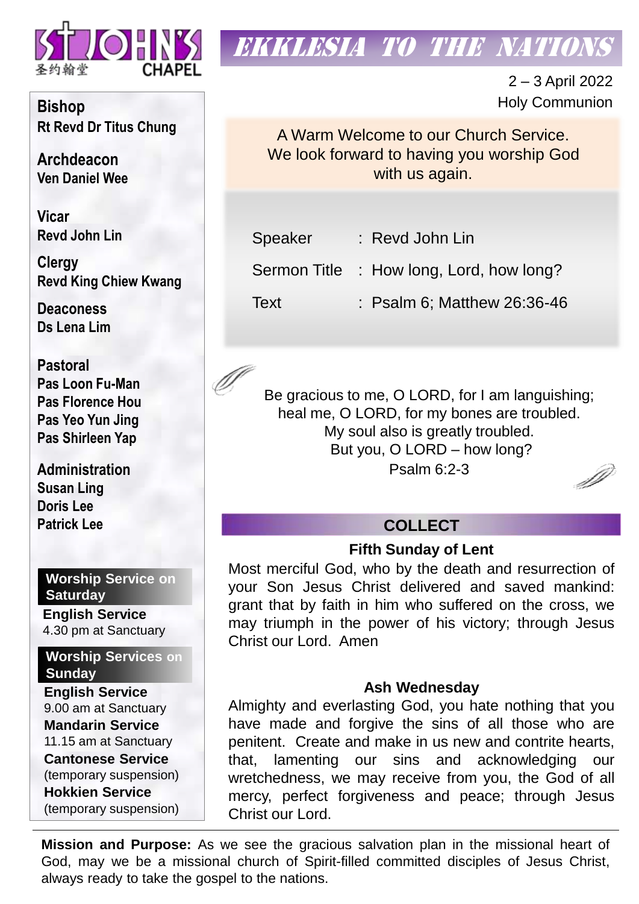ST JOHN'S CHAPEL
圣约翰堂

# EKKLESIA TO THE NATIONS

2 – 3 April 2022
Holy Communion

A Warm Welcome to our Church Service.
We look forward to having you worship God with us again.

| | |
|---|---|
| Speaker | : Revd John Lin |
| Sermon Title | : How long, Lord, how long? |
| Text | : Psalm 6; Matthew 26:36-46 |

Be gracious to me, O LORD, for I am languishing;
heal me, O LORD, for my bones are troubled.
My soul also is greatly troubled.
But you, O LORD – how long?
Psalm 6:2-3

## COLLECT

**Fifth Sunday of Lent**

Most merciful God, who by the death and resurrection of your Son Jesus Christ delivered and saved mankind: grant that by faith in him who suffered on the cross, we may triumph in the power of his victory; through Jesus Christ our Lord. Amen

**Ash Wednesday**

Almighty and everlasting God, you hate nothing that you have made and forgive the sins of all those who are penitent. Create and make in us new and contrite hearts, that, lamenting our sins and acknowledging our wretchedness, we may receive from you, the God of all mercy, perfect forgiveness and peace; through Jesus Christ our Lord.

**Bishop**
Rt Revd Dr Titus Chung

**Archdeacon**
Ven Daniel Wee

**Vicar**
Revd John Lin

**Clergy**
Revd King Chiew Kwang

**Deaconess**
Ds Lena Lim

**Pastoral**
Pas Loon Fu-Man
Pas Florence Hou
Pas Yeo Yun Jing
Pas Shirleen Yap

**Administration**
Susan Ling
Doris Lee
Patrick Lee

**Worship Service on Saturday**

**English Service**
4.30 pm at Sanctuary

**Worship Services on Sunday**

**English Service**
9.00 am at Sanctuary

**Mandarin Service**
11.15 am at Sanctuary

**Cantonese Service**
(temporary suspension)

**Hokkien Service**
(temporary suspension)

**Mission and Purpose:** As we see the gracious salvation plan in the missional heart of God, may we be a missional church of Spirit-filled committed disciples of Jesus Christ, always ready to take the gospel to the nations.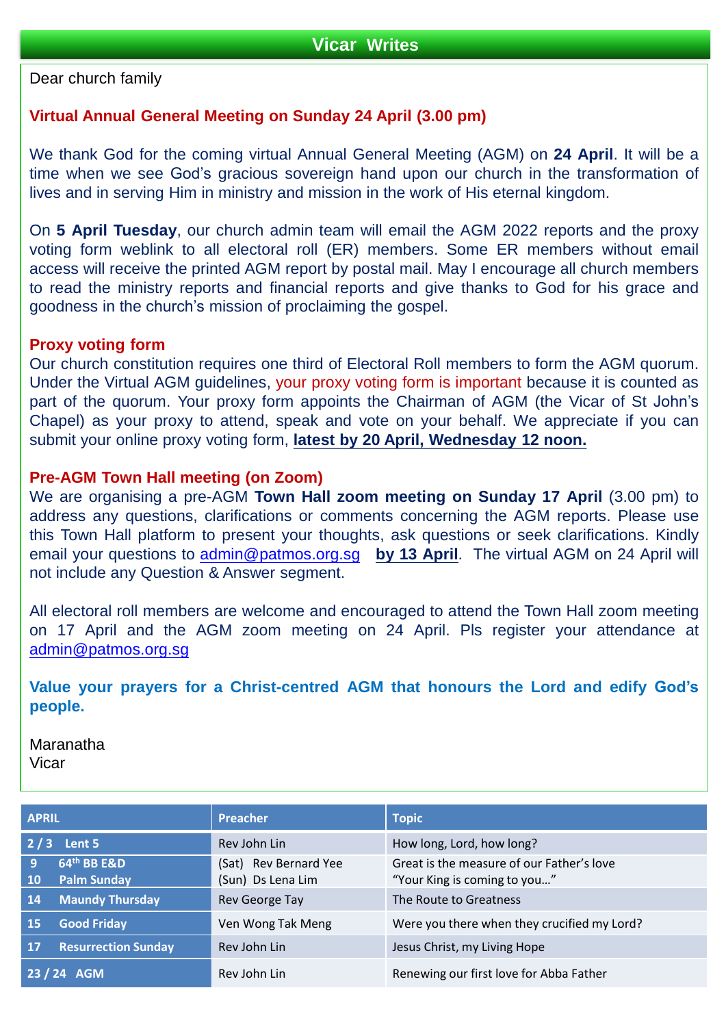## Vicar Writes

Dear church family

**Virtual Annual General Meeting on Sunday 24 April (3.00 pm)**

We thank God for the coming virtual Annual General Meeting (AGM) on **24 April**. It will be a time when we see God's gracious sovereign hand upon our church in the transformation of lives and in serving Him in ministry and mission in the work of His eternal kingdom.

On **5 April Tuesday**, our church admin team will email the AGM 2022 reports and the proxy voting form weblink to all electoral roll (ER) members. Some ER members without email access will receive the printed AGM report by postal mail. May I encourage all church members to read the ministry reports and financial reports and give thanks to God for his grace and goodness in the church's mission of proclaiming the gospel.

**Proxy voting form**

Our church constitution requires one third of Electoral Roll members to form the AGM quorum. Under the Virtual AGM guidelines, your proxy voting form is important because it is counted as part of the quorum. Your proxy form appoints the Chairman of AGM (the Vicar of St John's Chapel) as your proxy to attend, speak and vote on your behalf. We appreciate if you can submit your online proxy voting form, **latest by 20 April, Wednesday 12 noon.**

**Pre-AGM Town Hall meeting (on Zoom)**

We are organising a pre-AGM **Town Hall zoom meeting on Sunday 17 April** (3.00 pm) to address any questions, clarifications or comments concerning the AGM reports. Please use this Town Hall platform to present your thoughts, ask questions or seek clarifications. Kindly email your questions to admin@patmos.org.sg **by 13 April**. The virtual AGM on 24 April will not include any Question & Answer segment.

All electoral roll members are welcome and encouraged to attend the Town Hall zoom meeting on 17 April and the AGM zoom meeting on 24 April. Pls register your attendance at admin@patmos.org.sg

**Value your prayers for a Christ-centred AGM that honours the Lord and edify God's people.**

Maranatha
Vicar

| APRIL | Preacher | Topic |
|---|---|---|
| 2 / 3 Lent 5 | Rev John Lin | How long, Lord, how long? |
| 9 64th BB E&D<br>10 Palm Sunday | (Sat) Rev Bernard Yee<br>(Sun) Ds Lena Lim | Great is the measure of our Father's love<br>"Your King is coming to you…" |
| 14 Maundy Thursday | Rev George Tay | The Route to Greatness |
| 15 Good Friday | Ven Wong Tak Meng | Were you there when they crucified my Lord? |
| 17 Resurrection Sunday | Rev John Lin | Jesus Christ, my Living Hope |
| 23 / 24 AGM | Rev John Lin | Renewing our first love for Abba Father |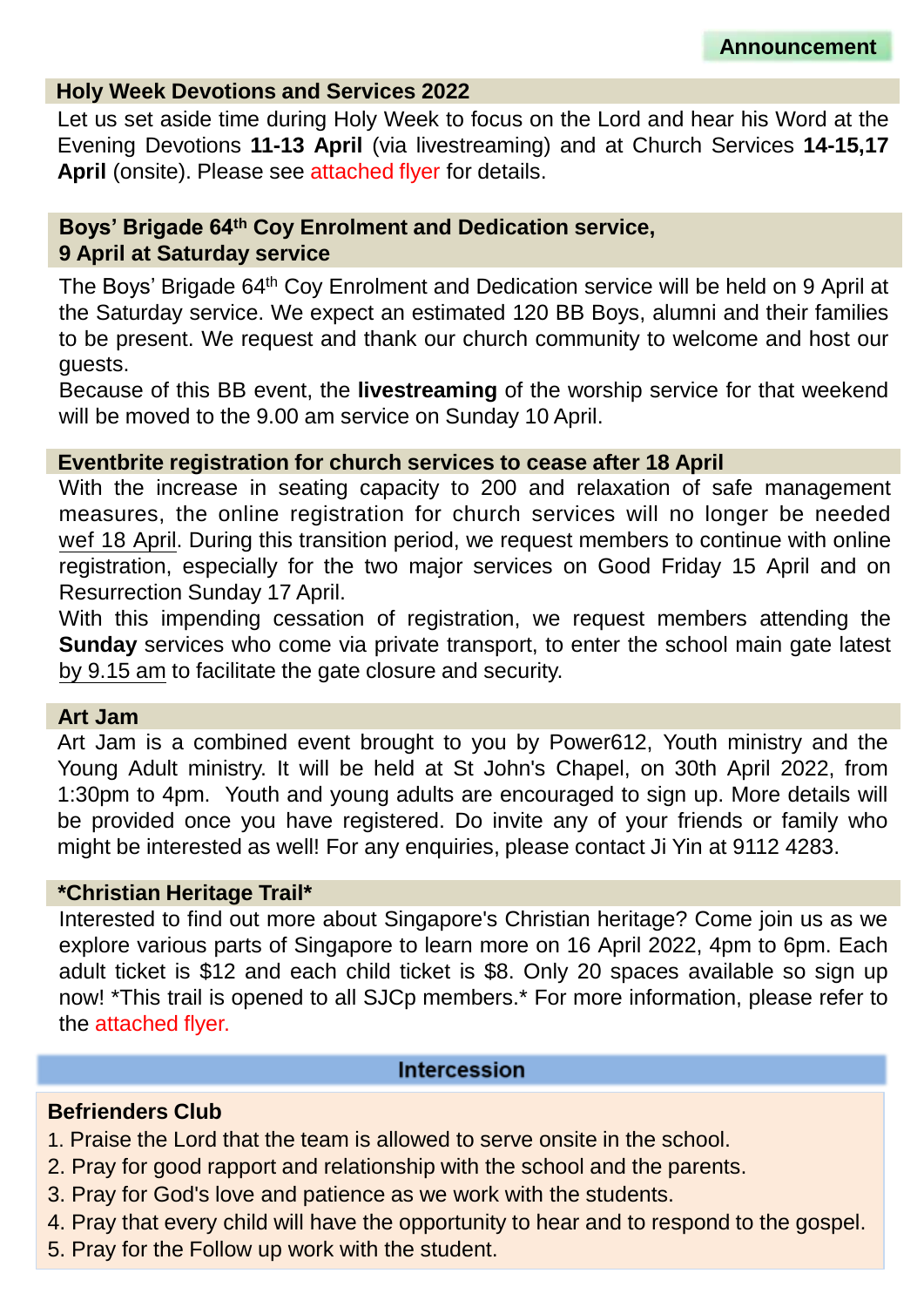## Announcement

### Holy Week Devotions and Services 2022

Let us set aside time during Holy Week to focus on the Lord and hear his Word at the Evening Devotions **11-13 April** (via livestreaming) and at Church Services **14-15,17 April** (onsite). Please see attached flyer for details.

### Boys' Brigade 64th Coy Enrolment and Dedication service, 9 April at Saturday service

The Boys' Brigade 64th Coy Enrolment and Dedication service will be held on 9 April at the Saturday service. We expect an estimated 120 BB Boys, alumni and their families to be present. We request and thank our church community to welcome and host our guests.

Because of this BB event, the **livestreaming** of the worship service for that weekend will be moved to the 9.00 am service on Sunday 10 April.

### Eventbrite registration for church services to cease after 18 April

With the increase in seating capacity to 200 and relaxation of safe management measures, the online registration for church services will no longer be needed wef 18 April. During this transition period, we request members to continue with online registration, especially for the two major services on Good Friday 15 April and on Resurrection Sunday 17 April.

With this impending cessation of registration, we request members attending the **Sunday** services who come via private transport, to enter the school main gate latest by 9.15 am to facilitate the gate closure and security.

### Art Jam

Art Jam is a combined event brought to you by Power612, Youth ministry and the Young Adult ministry. It will be held at St John's Chapel, on 30th April 2022, from 1:30pm to 4pm. Youth and young adults are encouraged to sign up. More details will be provided once you have registered. Do invite any of your friends or family who might be interested as well! For any enquiries, please contact Ji Yin at 9112 4283.

### *Christian Heritage Trail*

Interested to find out more about Singapore's Christian heritage? Come join us as we explore various parts of Singapore to learn more on 16 April 2022, 4pm to 6pm. Each adult ticket is $12 and each child ticket is $8. Only 20 spaces available so sign up now! *This trail is opened to all SJCp members.* For more information, please refer to the attached flyer.

## Intercession

### Befrienders Club

1. Praise the Lord that the team is allowed to serve onsite in the school.
2. Pray for good rapport and relationship with the school and the parents.
3. Pray for God's love and patience as we work with the students.
4. Pray that every child will have the opportunity to hear and to respond to the gospel.
5. Pray for the Follow up work with the student.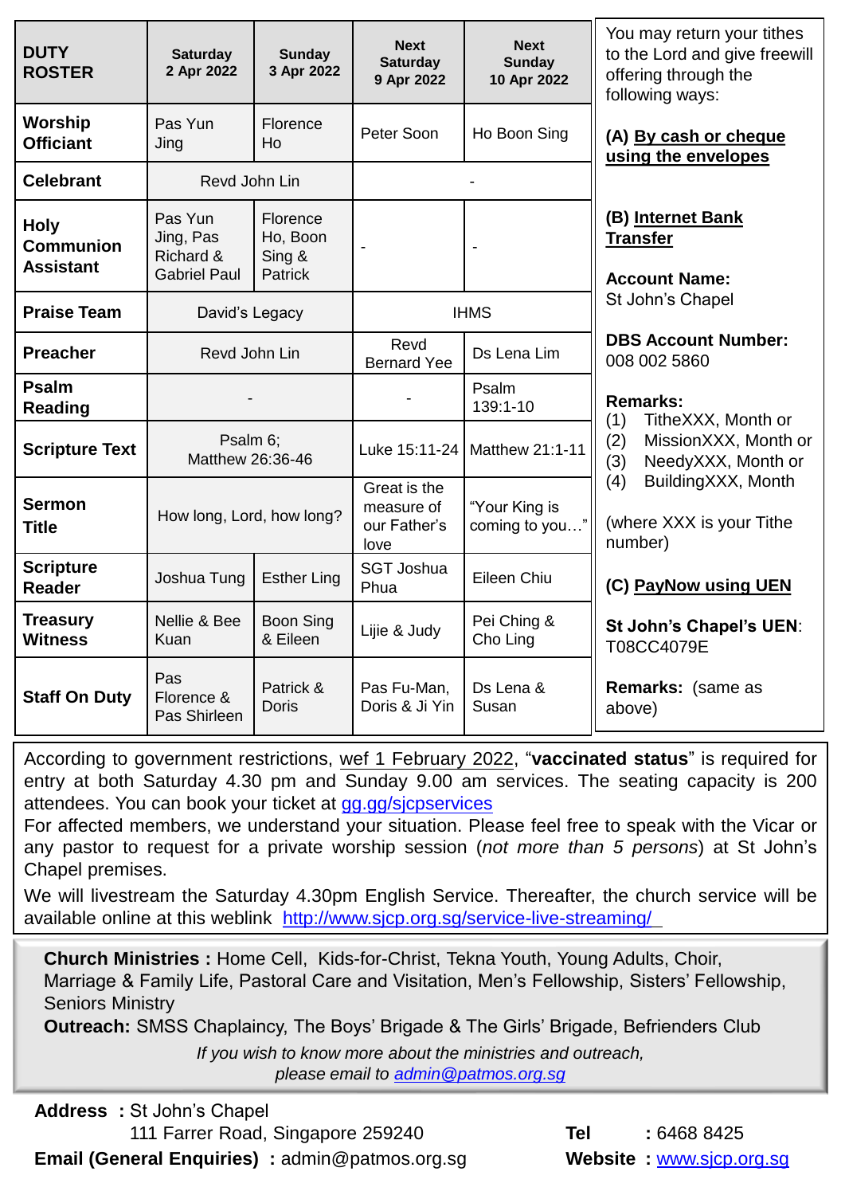| DUTY ROSTER | Saturday 2 Apr 2022 | Sunday 3 Apr 2022 | Next Saturday 9 Apr 2022 | Next Sunday 10 Apr 2022 |
|---|---|---|---|---|
| Worship Officiant | Pas Yun Jing | Florence Ho | Peter Soon | Ho Boon Sing |
| Celebrant | Revd John Lin | | - | |
| Holy Communion Assistant | Pas Yun Jing, Pas Richard & Gabriel Paul | Florence Ho, Boon Sing & Patrick | - | - |
| Praise Team | David's Legacy | | IHMS | |
| Preacher | Revd John Lin | | Revd Bernard Yee | Ds Lena Lim |
| Psalm Reading | - | | - | Psalm 139:1-10 |
| Scripture Text | Psalm 6; Matthew 26:36-46 | | Luke 15:11-24 | Matthew 21:1-11 |
| Sermon Title | How long, Lord, how long? | | Great is the measure of our Father's love | "Your King is coming to you…" |
| Scripture Reader | Joshua Tung | Esther Ling | SGT Joshua Phua | Eileen Chiu |
| Treasury Witness | Nellie & Bee Kuan | Boon Sing & Eileen | Lijie & Judy | Pei Ching & Cho Ling |
| Staff On Duty | Pas Florence & Pas Shirleen | Patrick & Doris | Pas Fu-Man, Doris & Ji Yin | Ds Lena & Susan |

You may return your tithes to the Lord and give freewill offering through the following ways:

**(A) By cash or cheque using the envelopes**

**(B) Internet Bank Transfer**

**Account Name:**
St John's Chapel

**DBS Account Number:**
008 002 5860

**Remarks:**
(1) TitheXXX, Month or
(2) MissionXXX, Month or
(3) NeedyXXX, Month or
(4) BuildingXXX, Month

(where XXX is your Tithe number)

**(C) PayNow using UEN**

**St John's Chapel's UEN**: T08CC4079E

**Remarks:** (same as above)

According to government restrictions, wef 1 February 2022, "**vaccinated status**" is required for entry at both Saturday 4.30 pm and Sunday 9.00 am services. The seating capacity is 200 attendees. You can book your ticket at gg.gg/sjcpservices

For affected members, we understand your situation. Please feel free to speak with the Vicar or any pastor to request for a private worship session (*not more than 5 persons*) at St John's Chapel premises.

We will livestream the Saturday 4.30pm English Service. Thereafter, the church service will be available online at this weblink http://www.sjcp.org.sg/service-live-streaming/

**Church Ministries :** Home Cell, Kids-for-Christ, Tekna Youth, Young Adults, Choir, Marriage & Family Life, Pastoral Care and Visitation, Men's Fellowship, Sisters' Fellowship, Seniors Ministry

**Outreach:** SMSS Chaplaincy, The Boys' Brigade & The Girls' Brigade, Befrienders Club

*If you wish to know more about the ministries and outreach, please email to admin@patmos.org.sg*

**Address :** St John's Chapel
111 Farrer Road, Singapore 259240

**Email (General Enquiries) :** admin@patmos.org.sg

**Tel :** 6468 8425

**Website :** www.sjcp.org.sg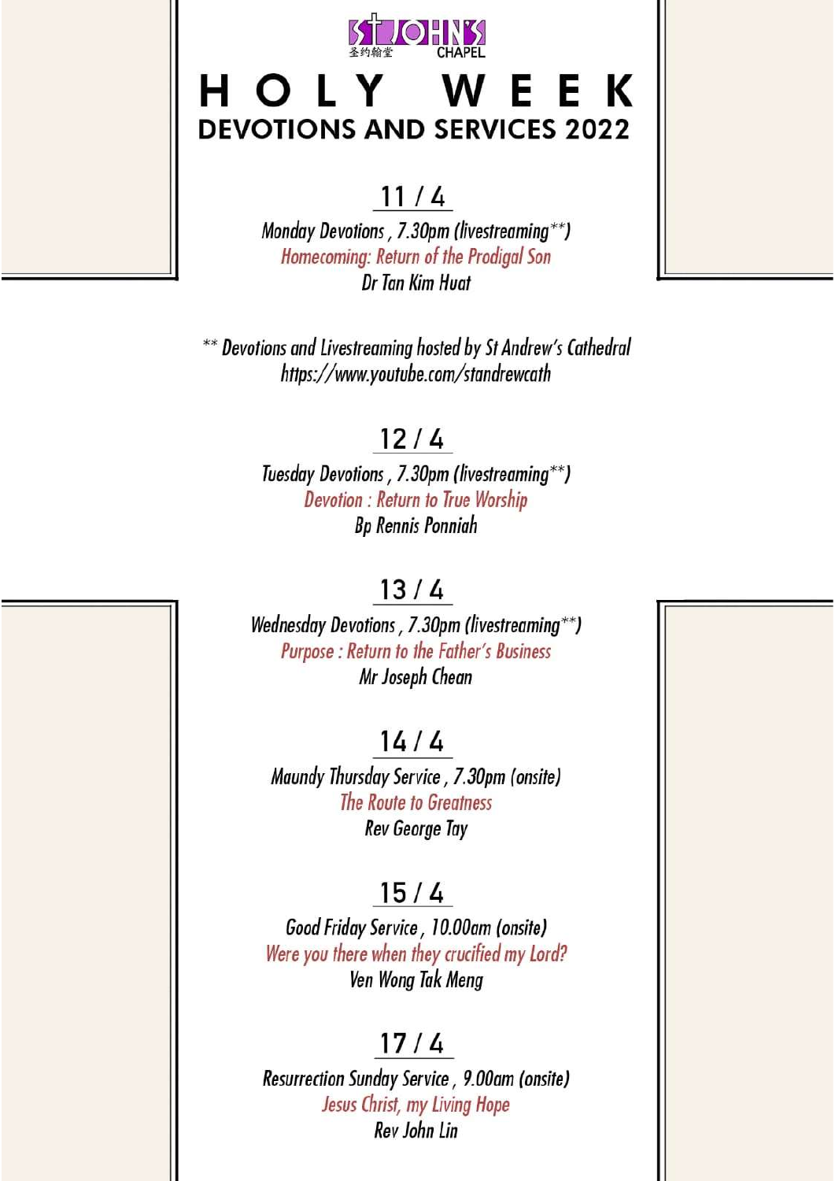ST JOHN'S 圣约翰堂 CHAPEL

# HOLY WEEK

## DEVOTIONS AND SERVICES 2022

### 11 / 4

*Monday Devotions , 7.30pm (livestreaming**)*
*Homecoming: Return of the Prodigal Son*
*Dr Tan Kim Huat*

*** Devotions and Livestreaming hosted by St Andrew's Cathedral*
*https://www.youtube.com/standrewcath*

### 12 / 4

*Tuesday Devotions , 7.30pm (livestreaming**)*
*Devotion : Return to True Worship*
*Bp Rennis Ponniah*

### 13 / 4

*Wednesday Devotions , 7.30pm (livestreaming**)*
*Purpose : Return to the Father's Business*
*Mr Joseph Chean*

### 14 / 4

*Maundy Thursday Service , 7.30pm (onsite)*
*The Route to Greatness*
*Rev George Tay*

### 15 / 4

*Good Friday Service , 10.00am (onsite)*
*Were you there when they crucified my Lord?*
*Ven Wong Tak Meng*

### 17 / 4

*Resurrection Sunday Service , 9.00am (onsite)*
*Jesus Christ, my Living Hope*
*Rev John Lin*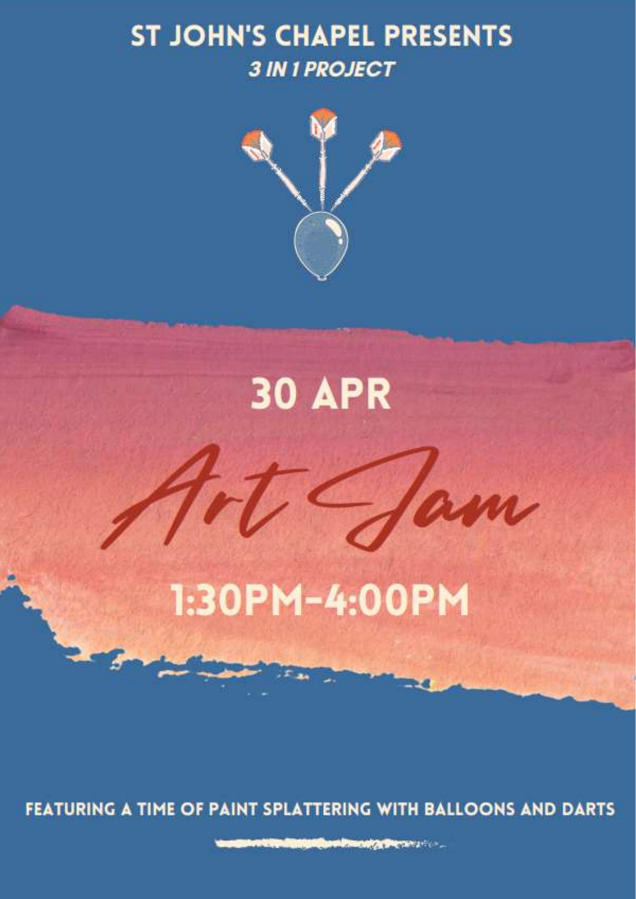## ST JOHN'S CHAPEL PRESENTS

***3 IN 1 PROJECT***

# 30 APR

# Art Jam

## 1:30PM-4:00PM

FEATURING A TIME OF PAINT SPLATTERING WITH BALLOONS AND DARTS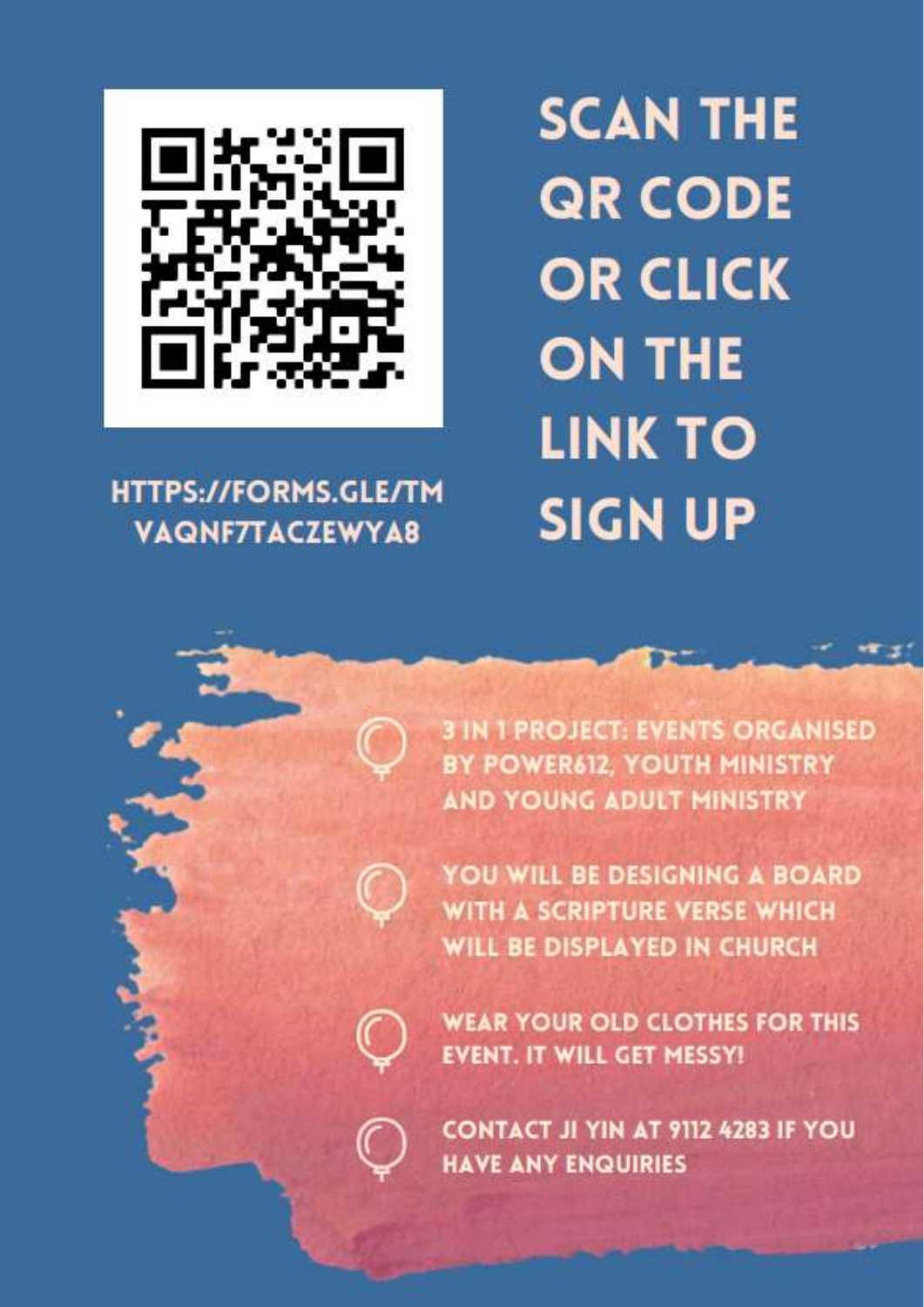# SCAN THE QR CODE OR CLICK ON THE LINK TO SIGN UP

HTTPS://FORMS.GLE/TMVAQNF7TACZEWYA8

- 3 IN 1 PROJECT: EVENTS ORGANISED BY POWER612, YOUTH MINISTRY AND YOUNG ADULT MINISTRY
- YOU WILL BE DESIGNING A BOARD WITH A SCRIPTURE VERSE WHICH WILL BE DISPLAYED IN CHURCH
- WEAR YOUR OLD CLOTHES FOR THIS EVENT. IT WILL GET MESSY!
- CONTACT JI YIN AT 9112 4283 IF YOU HAVE ANY ENQUIRIES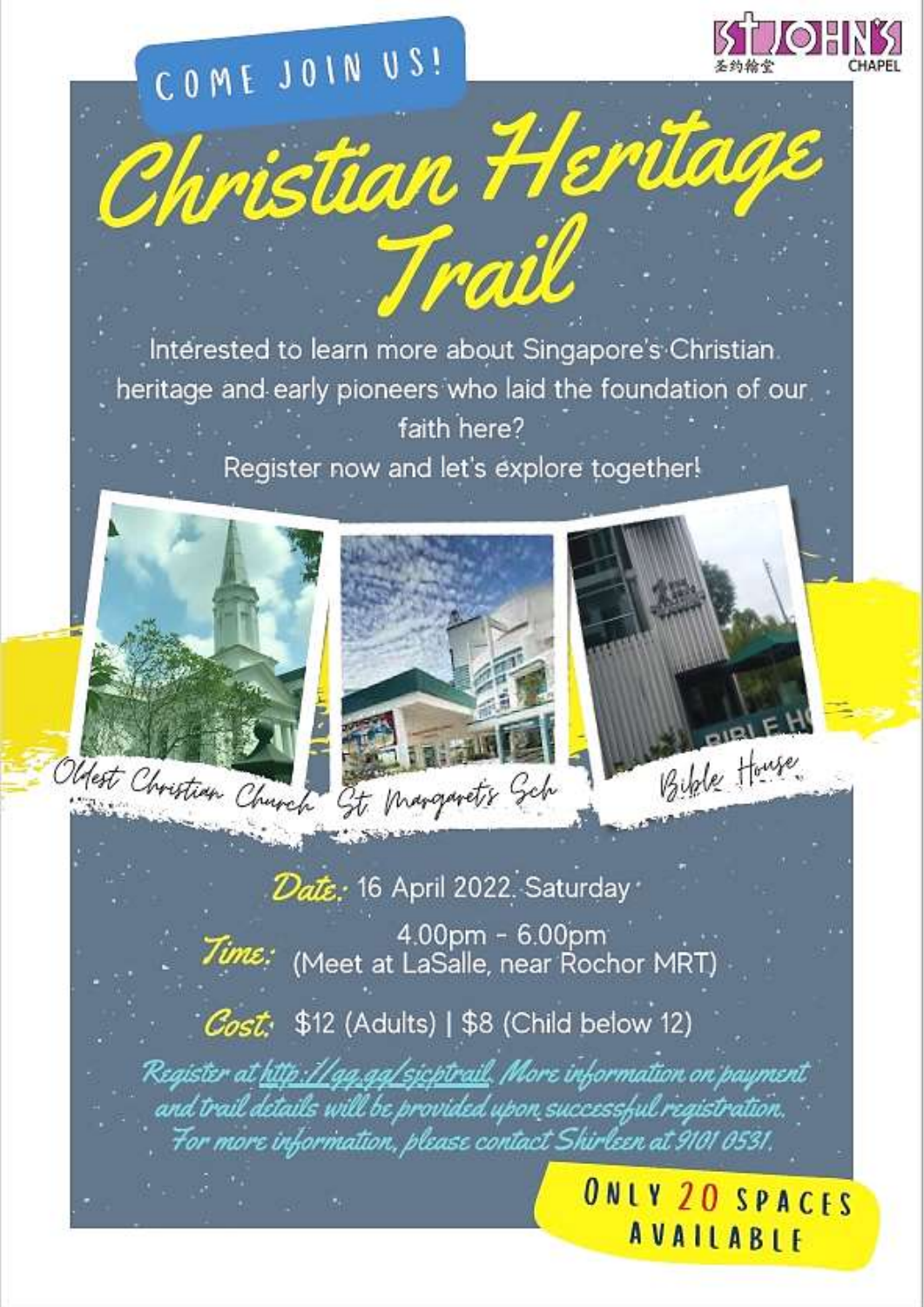ST JOHN'S 圣约翰堂 CHAPEL

COME JOIN US!

# Christian Heritage Trail

Interested to learn more about Singapore's Christian heritage and early pioneers who laid the foundation of our faith here?

Register now and let's explore together!

Oldest Christian Church | St Margaret's Sch | Bible House

**Date:** 16 April 2022 Saturday

**Time:** 4.00pm - 6.00pm (Meet at LaSalle, near Rochor MRT)

**Cost:** $12 (Adults) | $8 (Child below 12)

*Register at http://qq.gq/sjcptrail. More information on payment and trail details will be provided upon successful registration. For more information, please contact Shirleen at 9101 0531.*

**ONLY 20 SPACES AVAILABLE**